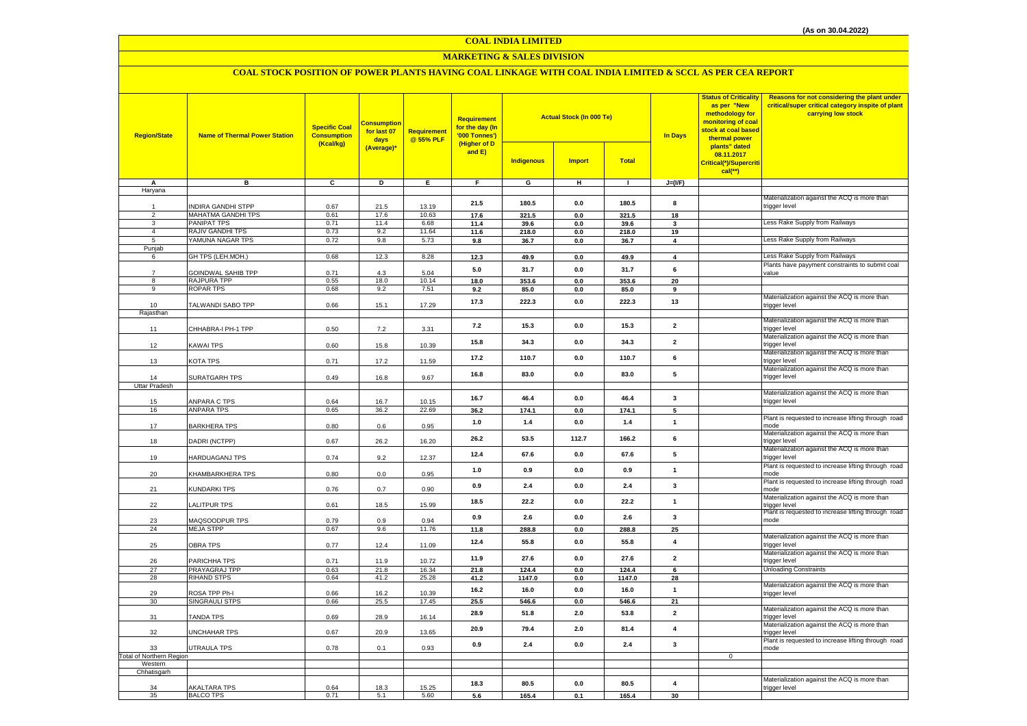(As on 30.04.2022)

# COAL INDIA LIMITED

## MARKETING & SALES DIVISION

### COAL STOCK POSITION OF POWER PLANTS HAVING COAL LINKAGE WITH COAL INDIA LIMITED & SCCL AS PER CEA REPORT

| Region/State | Name of Thermal Power Station | Specific Coal Consumption (Kcal/kg) | Consumption for last 07 days (Average)* | Requirement @ 55% PLF | Requirement for the day (In '000 Tonnes') (Higher of D and E) | Actual Stock (In 000 Te) | | | In Days | Status of Criticality as per "New methodology for monitoring of coal stock at coal based thermal power plants" dated 08.11.2017 Critical(*)/Supercritical(**) | Reasons for not considering the plant under critical/super critical category inspite of plant carrying low stock |
|---|---|---|---|---|---|---|---|---|---|---|---|
| | | | | | | Indigenous | Import | Total | | | |
| A | B | C | D | E | F | G | H | I | J=(I/F) | | |
| Haryana | | | | | | | | | | | |
| 1 | INDIRA GANDHI STPP | 0.67 | 21.5 | 13.19 | 21.5 | 180.5 | 0.0 | 180.5 | 8 | | Materialization against the ACQ is more than trigger level |
| 2 | MAHATMA GANDHI TPS | 0.61 | 17.6 | 10.63 | 17.6 | 321.5 | 0.0 | 321.5 | 18 | | |
| 3 | PANIPAT TPS | 0.71 | 11.4 | 6.68 | 11.4 | 39.6 | 0.0 | 39.6 | 3 | | Less Rake Supply from Railways |
| 4 | RAJIV GANDHI TPS | 0.73 | 9.2 | 11.64 | 11.6 | 218.0 | 0.0 | 218.0 | 19 | | |
| 5 | YAMUNA NAGAR TPS | 0.72 | 9.8 | 5.73 | 9.8 | 36.7 | 0.0 | 36.7 | 4 | | Less Rake Supply from Railways |
| Punjab | | | | | | | | | | | |
| 6 | GH TPS (LEH.MOH.) | 0.68 | 12.3 | 8.28 | 12.3 | 49.9 | 0.0 | 49.9 | 4 | | Less Rake Supply from Railways |
| 7 | GOINDWAL SAHIB TPP | 0.71 | 4.3 | 5.04 | 5.0 | 31.7 | 0.0 | 31.7 | 6 | | Plants have payyment constraints to submit coal value |
| 8 | RAJPURA TPP | 0.55 | 18.0 | 10.14 | 18.0 | 353.6 | 0.0 | 353.6 | 20 | | |
| 9 | ROPAR TPS | 0.68 | 9.2 | 7.51 | 9.2 | 85.0 | 0.0 | 85.0 | 9 | | |
| 10 | TALWANDI SABO TPP | 0.66 | 15.1 | 17.29 | 17.3 | 222.3 | 0.0 | 222.3 | 13 | | Materialization against the ACQ is more than trigger level |
| Rajasthan | | | | | | | | | | | |
| 11 | CHHABRA-I PH-1 TPP | 0.50 | 7.2 | 3.31 | 7.2 | 15.3 | 0.0 | 15.3 | 2 | | Materialization against the ACQ is more than trigger level |
| 12 | KAWAI TPS | 0.60 | 15.8 | 10.39 | 15.8 | 34.3 | 0.0 | 34.3 | 2 | | Materialization against the ACQ is more than trigger level |
| 13 | KOTA TPS | 0.71 | 17.2 | 11.59 | 17.2 | 110.7 | 0.0 | 110.7 | 6 | | Materialization against the ACQ is more than trigger level |
| 14 | SURATGARH TPS | 0.49 | 16.8 | 9.67 | 16.8 | 83.0 | 0.0 | 83.0 | 5 | | Materialization against the ACQ is more than trigger level |
| Uttar Pradesh | | | | | | | | | | | |
| 15 | ANPARA C TPS | 0.64 | 16.7 | 10.15 | 16.7 | 46.4 | 0.0 | 46.4 | 3 | | Materialization against the ACQ is more than trigger level |
| 16 | ANPARA TPS | 0.65 | 36.2 | 22.69 | 36.2 | 174.1 | 0.0 | 174.1 | 5 | | |
| 17 | BARKHERA TPS | 0.80 | 0.6 | 0.95 | 1.0 | 1.4 | 0.0 | 1.4 | 1 | | Plant is requested to increase lifting through road mode |
| 18 | DADRI (NCTPP) | 0.67 | 26.2 | 16.20 | 26.2 | 53.5 | 112.7 | 166.2 | 6 | | Materialization against the ACQ is more than trigger level |
| 19 | HARDUAGANJ TPS | 0.74 | 9.2 | 12.37 | 12.4 | 67.6 | 0.0 | 67.6 | 5 | | Materialization against the ACQ is more than trigger level |
| 20 | KHAMBARKHERA TPS | 0.80 | 0.0 | 0.95 | 1.0 | 0.9 | 0.0 | 0.9 | 1 | | Plant is requested to increase lifting through road mode |
| 21 | KUNDARKI TPS | 0.76 | 0.7 | 0.90 | 0.9 | 2.4 | 0.0 | 2.4 | 3 | | Plant is requested to increase lifting through road mode |
| 22 | LALITPUR TPS | 0.61 | 18.5 | 15.99 | 18.5 | 22.2 | 0.0 | 22.2 | 1 | | Materialization against the ACQ is more than trigger level |
| 23 | MAQSOODPUR TPS | 0.79 | 0.9 | 0.94 | 0.9 | 2.6 | 0.0 | 2.6 | 3 | | Plant is requested to increase lifting through road mode |
| 24 | MEJA STPP | 0.67 | 9.6 | 11.76 | 11.8 | 288.8 | 0.0 | 288.8 | 25 | | |
| 25 | OBRA TPS | 0.77 | 12.4 | 11.09 | 12.4 | 55.8 | 0.0 | 55.8 | 4 | | Materialization against the ACQ is more than trigger level |
| 26 | PARICHHA TPS | 0.71 | 11.9 | 10.72 | 11.9 | 27.6 | 0.0 | 27.6 | 2 | | Materialization against the ACQ is more than trigger level |
| 27 | PRAYAGRAJ TPP | 0.63 | 21.8 | 16.34 | 21.8 | 124.4 | 0.0 | 124.4 | 6 | | Unloading Constraints |
| 28 | RIHAND STPS | 0.64 | 41.2 | 25.28 | 41.2 | 1147.0 | 0.0 | 1147.0 | 28 | | |
| 29 | ROSA TPP Ph-I | 0.66 | 16.2 | 10.39 | 16.2 | 16.0 | 0.0 | 16.0 | 1 | | Materialization against the ACQ is more than trigger level |
| 30 | SINGRAULI STPS | 0.66 | 25.5 | 17.45 | 25.5 | 546.6 | 0.0 | 546.6 | 21 | | |
| 31 | TANDA TPS | 0.69 | 28.9 | 16.14 | 28.9 | 51.8 | 2.0 | 53.8 | 2 | | Materialization against the ACQ is more than trigger level |
| 32 | UNCHAHAR TPS | 0.67 | 20.9 | 13.65 | 20.9 | 79.4 | 2.0 | 81.4 | 4 | | Materialization against the ACQ is more than trigger level |
| 33 | UTRAULA TPS | 0.78 | 0.1 | 0.93 | 0.9 | 2.4 | 0.0 | 2.4 | 3 | | Plant is requested to increase lifting through road mode |
| Total of Northern Region | | | | | | | | | | 0 | |
| Western | | | | | | | | | | | |
| Chhatisgarh | | | | | | | | | | | |
| 34 | AKALTARA TPS | 0.64 | 18.3 | 15.25 | 18.3 | 80.5 | 0.0 | 80.5 | 4 | | Materialization against the ACQ is more than trigger level |
| 35 | BALCO TPS | 0.71 | 5.1 | 5.60 | 5.6 | 165.4 | 0.1 | 165.4 | 30 | | |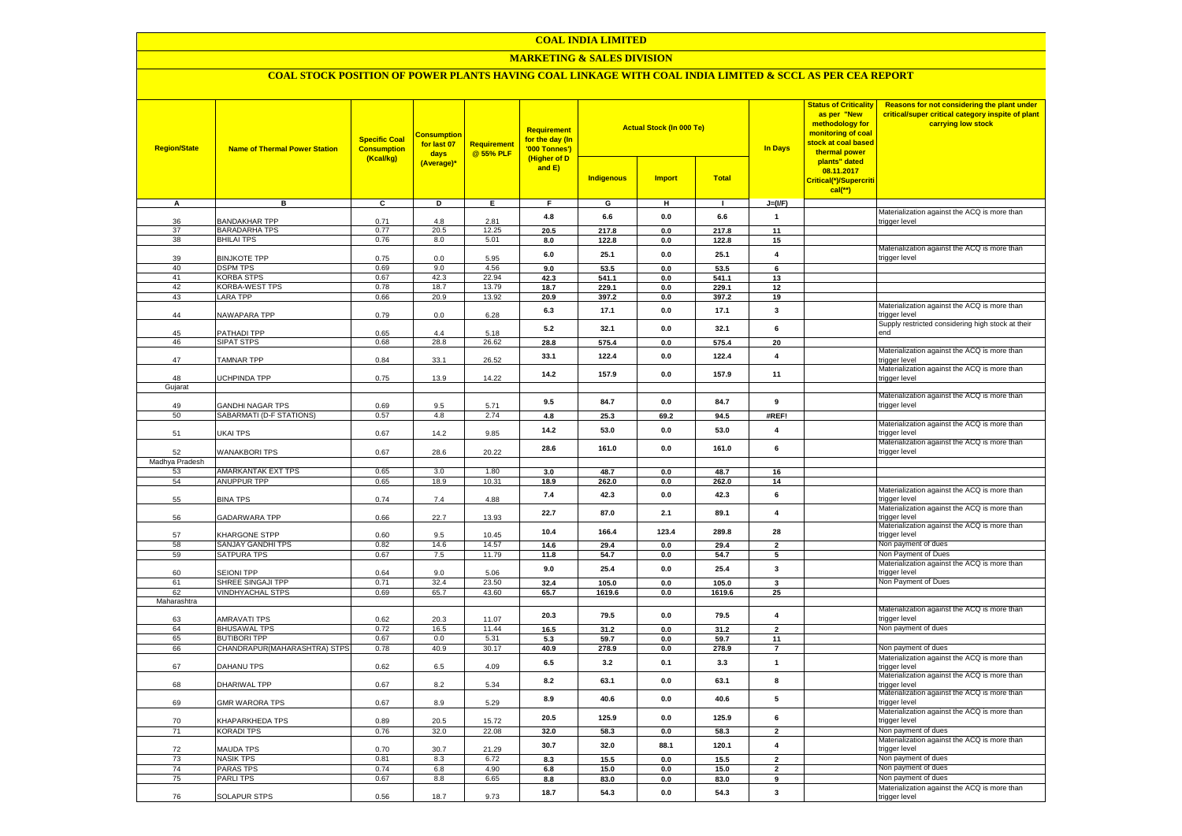# COAL INDIA LIMITED

## MARKETING & SALES DIVISION

### COAL STOCK POSITION OF POWER PLANTS HAVING COAL LINKAGE WITH COAL INDIA LIMITED & SCCL AS PER CEA REPORT

| Region/State | Name of Thermal Power Station | Specific Coal Consumption (Kcal/kg) | Consumption for last 07 days (Average)* | Requirement @ 55% PLF | Requirement for the day (In '000 Tonnes') (Higher of D and E) | Actual Stock (In 000 Te) | | | In Days | Status of Criticality as per "New methodology for monitoring of coal stock at coal based thermal power plants" dated 08.11.2017 Critical(*)/Supercritical(**) | Reasons for not considering the plant under critical/super critical category inspite of plant carrying low stock |
|---|---|---|---|---|---|---|---|---|---|---|---|
| | | | | | | Indigenous | Import | Total | | | |
| A | B | C | D | E | F | G | H | I | J=(I/F) | | |
| 36 | BANDAKHAR TPP | 0.71 | 4.8 | 2.81 | 4.8 | 6.6 | 0.0 | 6.6 | 1 | | Materialization against the ACQ is more than trigger level |
| 37 | BARADARHA TPS | 0.77 | 20.5 | 12.25 | 20.5 | 217.8 | 0.0 | 217.8 | 11 | | |
| 38 | BHILAI TPS | 0.76 | 8.0 | 5.01 | 8.0 | 122.8 | 0.0 | 122.8 | 15 | | |
| 39 | BINJKOTE TPP | 0.75 | 0.0 | 5.95 | 6.0 | 25.1 | 0.0 | 25.1 | 4 | | Materialization against the ACQ is more than trigger level |
| 40 | DSPM TPS | 0.69 | 9.0 | 4.56 | 9.0 | 53.5 | 0.0 | 53.5 | 6 | | |
| 41 | KORBA STPS | 0.67 | 42.3 | 22.94 | 42.3 | 541.1 | 0.0 | 541.1 | 13 | | |
| 42 | KORBA-WEST TPS | 0.78 | 18.7 | 13.79 | 18.7 | 229.1 | 0.0 | 229.1 | 12 | | |
| 43 | LARA TPP | 0.66 | 20.9 | 13.92 | 20.9 | 397.2 | 0.0 | 397.2 | 19 | | |
| 44 | NAWAPARA TPP | 0.79 | 0.0 | 6.28 | 6.3 | 17.1 | 0.0 | 17.1 | 3 | | Materialization against the ACQ is more than trigger level |
| 45 | PATHADI TPP | 0.65 | 4.4 | 5.18 | 5.2 | 32.1 | 0.0 | 32.1 | 6 | | Supply restricted considering high stock at their end |
| 46 | SIPAT STPS | 0.68 | 28.8 | 26.62 | 28.8 | 575.4 | 0.0 | 575.4 | 20 | | |
| 47 | TAMNAR TPP | 0.84 | 33.1 | 26.52 | 33.1 | 122.4 | 0.0 | 122.4 | 4 | | Materialization against the ACQ is more than trigger level |
| 48 | UCHPINDA TPP | 0.75 | 13.9 | 14.22 | 14.2 | 157.9 | 0.0 | 157.9 | 11 | | Materialization against the ACQ is more than trigger level |
| Gujarat | | | | | | | | | | | |
| 49 | GANDHI NAGAR TPS | 0.69 | 9.5 | 5.71 | 9.5 | 84.7 | 0.0 | 84.7 | 9 | | Materialization against the ACQ is more than trigger level |
| 50 | SABARMATI (D-F STATIONS) | 0.57 | 4.8 | 2.74 | 4.8 | 25.3 | 69.2 | 94.5 | #REF! | | |
| 51 | UKAI TPS | 0.67 | 14.2 | 9.85 | 14.2 | 53.0 | 0.0 | 53.0 | 4 | | Materialization against the ACQ is more than trigger level |
| 52 | WANAKBORI TPS | 0.67 | 28.6 | 20.22 | 28.6 | 161.0 | 0.0 | 161.0 | 6 | | Materialization against the ACQ is more than trigger level |
| Madhya Pradesh | | | | | | | | | | | |
| 53 | AMARKANTAK EXT TPS | 0.65 | 3.0 | 1.80 | 3.0 | 48.7 | 0.0 | 48.7 | 16 | | |
| 54 | ANUPPUR TPP | 0.65 | 18.9 | 10.31 | 18.9 | 262.0 | 0.0 | 262.0 | 14 | | |
| 55 | BINA TPS | 0.74 | 7.4 | 4.88 | 7.4 | 42.3 | 0.0 | 42.3 | 6 | | Materialization against the ACQ is more than trigger level |
| 56 | GADARWARA TPP | 0.66 | 22.7 | 13.93 | 22.7 | 87.0 | 2.1 | 89.1 | 4 | | Materialization against the ACQ is more than trigger level |
| 57 | KHARGONE STPP | 0.60 | 9.5 | 10.45 | 10.4 | 166.4 | 123.4 | 289.8 | 28 | | Materialization against the ACQ is more than trigger level |
| 58 | SANJAY GANDHI TPS | 0.82 | 14.6 | 14.57 | 14.6 | 29.4 | 0.0 | 29.4 | 2 | | Non payment of dues |
| 59 | SATPURA TPS | 0.67 | 7.5 | 11.79 | 11.8 | 54.7 | 0.0 | 54.7 | 5 | | Non Payment of Dues |
| 60 | SEIONI TPP | 0.64 | 9.0 | 5.06 | 9.0 | 25.4 | 0.0 | 25.4 | 3 | | Materialization against the ACQ is more than trigger level |
| 61 | SHREE SINGAJI TPP | 0.71 | 32.4 | 23.50 | 32.4 | 105.0 | 0.0 | 105.0 | 3 | | Non Payment of Dues |
| 62 | VINDHYACHAL STPS | 0.69 | 65.7 | 43.60 | 65.7 | 1619.6 | 0.0 | 1619.6 | 25 | | |
| Maharashtra | | | | | | | | | | | |
| 63 | AMRAVATI TPS | 0.62 | 20.3 | 11.07 | 20.3 | 79.5 | 0.0 | 79.5 | 4 | | Materialization against the ACQ is more than trigger level |
| 64 | BHUSAWAL TPS | 0.72 | 16.5 | 11.44 | 16.5 | 31.2 | 0.0 | 31.2 | 2 | | Non payment of dues |
| 65 | BUTIBORI TPP | 0.67 | 0.0 | 5.31 | 5.3 | 59.7 | 0.0 | 59.7 | 11 | | |
| 66 | CHANDRAPUR(MAHARASHTRA) STPS | 0.78 | 40.9 | 30.17 | 40.9 | 278.9 | 0.0 | 278.9 | 7 | | Non payment of dues |
| 67 | DAHANU TPS | 0.62 | 6.5 | 4.09 | 6.5 | 3.2 | 0.1 | 3.3 | 1 | | Materialization against the ACQ is more than trigger level |
| 68 | DHARIWAL TPP | 0.67 | 8.2 | 5.34 | 8.2 | 63.1 | 0.0 | 63.1 | 8 | | Materialization against the ACQ is more than trigger level |
| 69 | GMR WARORA TPS | 0.67 | 8.9 | 5.29 | 8.9 | 40.6 | 0.0 | 40.6 | 5 | | Materialization against the ACQ is more than trigger level |
| 70 | KHAPARKHEDA TPS | 0.89 | 20.5 | 15.72 | 20.5 | 125.9 | 0.0 | 125.9 | 6 | | Materialization against the ACQ is more than trigger level |
| 71 | KORADI TPS | 0.76 | 32.0 | 22.08 | 32.0 | 58.3 | 0.0 | 58.3 | 2 | | Non payment of dues |
| 72 | MAUDA TPS | 0.70 | 30.7 | 21.29 | 30.7 | 32.0 | 88.1 | 120.1 | 4 | | Materialization against the ACQ is more than trigger level |
| 73 | NASIK TPS | 0.81 | 8.3 | 6.72 | 8.3 | 15.5 | 0.0 | 15.5 | 2 | | Non payment of dues |
| 74 | PARAS TPS | 0.74 | 6.8 | 4.90 | 6.8 | 15.0 | 0.0 | 15.0 | 2 | | Non payment of dues |
| 75 | PARLI TPS | 0.67 | 8.8 | 6.65 | 8.8 | 83.0 | 0.0 | 83.0 | 9 | | Non payment of dues |
| 76 | SOLAPUR STPS | 0.56 | 18.7 | 9.73 | 18.7 | 54.3 | 0.0 | 54.3 | 3 | | Materialization against the ACQ is more than trigger level |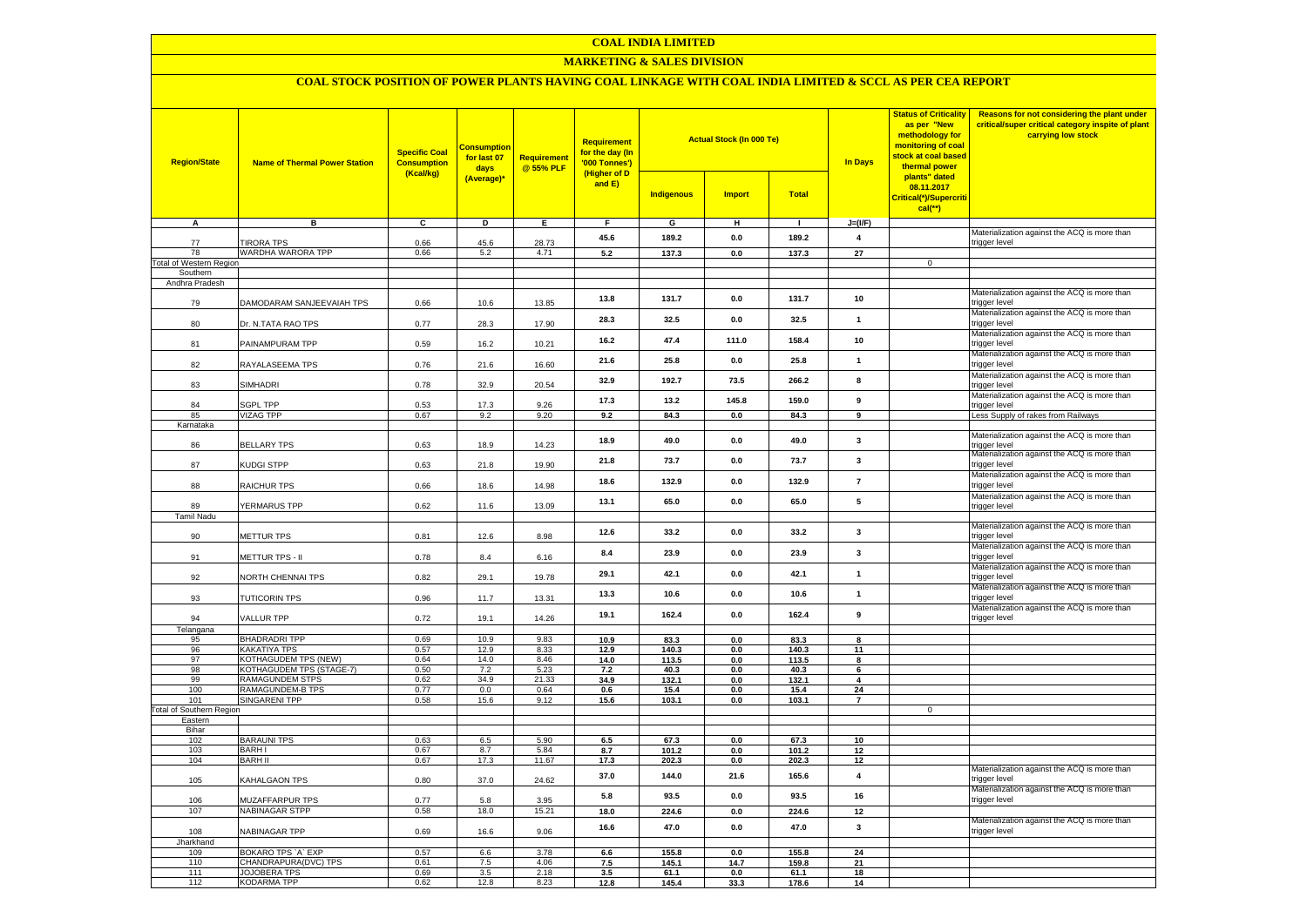# COAL INDIA LIMITED

## MARKETING & SALES DIVISION

### COAL STOCK POSITION OF POWER PLANTS HAVING COAL LINKAGE WITH COAL INDIA LIMITED & SCCL AS PER CEA REPORT

| Region/State | Name of Thermal Power Station | Specific Coal Consumption (Kcal/kg) | Consumption for last 07 days (Average)* | Requirement @ 55% PLF | Requirement for the day (In '000 Tonnes') (Higher of D and E) | Actual Stock (In 000 Te) | | | In Days | Status of Criticality as per "New methodology for monitoring of coal stock at coal based thermal power plants" dated 08.11.2017 Critical(*)/Supercritical(**) | Reasons for not considering the plant under critical/super critical category inspite of plant carrying low stock |
|---|---|---|---|---|---|---|---|---|---|---|---|
| | | | | | | Indigenous | Import | Total | | | |
| A | B | C | D | E | F | G | H | I | J=(I/F) | | |
| 77 | TIRORA TPS | 0.66 | 45.6 | 28.73 | 45.6 | 189.2 | 0.0 | 189.2 | 4 | | Materialization against the ACQ is more than trigger level |
| 78 | WARDHA WARORA TPP | 0.66 | 5.2 | 4.71 | 5.2 | 137.3 | 0.0 | 137.3 | 27 | | |
| Total of Western Region | | | | | | | | | | 0 | |
| Southern | | | | | | | | | | | |
| Andhra Pradesh | | | | | | | | | | | |
| 79 | DAMODARAM SANJEEVAIAH TPS | 0.66 | 10.6 | 13.85 | 13.8 | 131.7 | 0.0 | 131.7 | 10 | | Materialization against the ACQ is more than trigger level |
| 80 | Dr. N.TATA RAO TPS | 0.77 | 28.3 | 17.90 | 28.3 | 32.5 | 0.0 | 32.5 | 1 | | Materialization against the ACQ is more than trigger level |
| 81 | PAINAMPURAM TPP | 0.59 | 16.2 | 10.21 | 16.2 | 47.4 | 111.0 | 158.4 | 10 | | Materialization against the ACQ is more than trigger level |
| 82 | RAYALASEEMA TPS | 0.76 | 21.6 | 16.60 | 21.6 | 25.8 | 0.0 | 25.8 | 1 | | Materialization against the ACQ is more than trigger level |
| 83 | SIMHADRI | 0.78 | 32.9 | 20.54 | 32.9 | 192.7 | 73.5 | 266.2 | 8 | | Materialization against the ACQ is more than trigger level |
| 84 | SGPL TPP | 0.53 | 17.3 | 9.26 | 17.3 | 13.2 | 145.8 | 159.0 | 9 | | Materialization against the ACQ is more than trigger level |
| 85 | VIZAG TPP | 0.67 | 9.2 | 9.20 | 9.2 | 84.3 | 0.0 | 84.3 | 9 | | Less Supply of rakes from Railways |
| Karnataka | | | | | | | | | | | |
| 86 | BELLARY TPS | 0.63 | 18.9 | 14.23 | 18.9 | 49.0 | 0.0 | 49.0 | 3 | | Materialization against the ACQ is more than trigger level |
| 87 | KUDGI STPP | 0.63 | 21.8 | 19.90 | 21.8 | 73.7 | 0.0 | 73.7 | 3 | | Materialization against the ACQ is more than trigger level |
| 88 | RAICHUR TPS | 0.66 | 18.6 | 14.98 | 18.6 | 132.9 | 0.0 | 132.9 | 7 | | Materialization against the ACQ is more than trigger level |
| 89 | YERMARUS TPP | 0.62 | 11.6 | 13.09 | 13.1 | 65.0 | 0.0 | 65.0 | 5 | | Materialization against the ACQ is more than trigger level |
| Tamil Nadu | | | | | | | | | | | |
| 90 | METTUR TPS | 0.81 | 12.6 | 8.98 | 12.6 | 33.2 | 0.0 | 33.2 | 3 | | Materialization against the ACQ is more than trigger level |
| 91 | METTUR TPS - II | 0.78 | 8.4 | 6.16 | 8.4 | 23.9 | 0.0 | 23.9 | 3 | | Materialization against the ACQ is more than trigger level |
| 92 | NORTH CHENNAI TPS | 0.82 | 29.1 | 19.78 | 29.1 | 42.1 | 0.0 | 42.1 | 1 | | Materialization against the ACQ is more than trigger level |
| 93 | TUTICORIN TPS | 0.96 | 11.7 | 13.31 | 13.3 | 10.6 | 0.0 | 10.6 | 1 | | Materialization against the ACQ is more than trigger level |
| 94 | VALLUR TPP | 0.72 | 19.1 | 14.26 | 19.1 | 162.4 | 0.0 | 162.4 | 9 | | Materialization against the ACQ is more than trigger level |
| Telangana | | | | | | | | | | | |
| 95 | BHADRADRI TPP | 0.69 | 10.9 | 9.83 | 10.9 | 83.3 | 0.0 | 83.3 | 8 | | |
| 96 | KAKATIYA TPS | 0.57 | 12.9 | 8.33 | 12.9 | 140.3 | 0.0 | 140.3 | 11 | | |
| 97 | KOTHAGUDEM TPS (NEW) | 0.64 | 14.0 | 8.46 | 14.0 | 113.5 | 0.0 | 113.5 | 8 | | |
| 98 | KOTHAGUDEM TPS (STAGE-7) | 0.50 | 7.2 | 5.23 | 7.2 | 40.3 | 0.0 | 40.3 | 6 | | |
| 99 | RAMAGUNDEM STPS | 0.62 | 34.9 | 21.33 | 34.9 | 132.1 | 0.0 | 132.1 | 4 | | |
| 100 | RAMAGUNDEM-B TPS | 0.77 | 0.0 | 0.64 | 0.6 | 15.4 | 0.0 | 15.4 | 24 | | |
| 101 | SINGARENI TPP | 0.58 | 15.6 | 9.12 | 15.6 | 103.1 | 0.0 | 103.1 | 7 | | |
| Total of Southern Region | | | | | | | | | | 0 | |
| Eastern | | | | | | | | | | | |
| Bihar | | | | | | | | | | | |
| 102 | BARAUNI TPS | 0.63 | 6.5 | 5.90 | 6.5 | 67.3 | 0.0 | 67.3 | 10 | | |
| 103 | BARH I | 0.67 | 8.7 | 5.84 | 8.7 | 101.2 | 0.0 | 101.2 | 12 | | |
| 104 | BARH II | 0.67 | 17.3 | 11.67 | 17.3 | 202.3 | 0.0 | 202.3 | 12 | | |
| 105 | KAHALGAON TPS | 0.80 | 37.0 | 24.62 | 37.0 | 144.0 | 21.6 | 165.6 | 4 | | Materialization against the ACQ is more than trigger level |
| 106 | MUZAFFARPUR TPS | 0.77 | 5.8 | 3.95 | 5.8 | 93.5 | 0.0 | 93.5 | 16 | | Materialization against the ACQ is more than trigger level |
| 107 | NABINAGAR STPP | 0.58 | 18.0 | 15.21 | 18.0 | 224.6 | 0.0 | 224.6 | 12 | | |
| 108 | NABINAGAR TPP | 0.69 | 16.6 | 9.06 | 16.6 | 47.0 | 0.0 | 47.0 | 3 | | Materialization against the ACQ is more than trigger level |
| Jharkhand | | | | | | | | | | | |
| 109 | BOKARO TPS `A` EXP | 0.57 | 6.6 | 3.78 | 6.6 | 155.8 | 0.0 | 155.8 | 24 | | |
| 110 | CHANDRAPURA(DVC) TPS | 0.61 | 7.5 | 4.06 | 7.5 | 145.1 | 14.7 | 159.8 | 21 | | |
| 111 | JOJOBERA TPS | 0.69 | 3.5 | 2.18 | 3.5 | 61.1 | 0.0 | 61.1 | 18 | | |
| 112 | KODARMA TPP | 0.62 | 12.8 | 8.23 | 12.8 | 145.4 | 33.3 | 178.6 | 14 | | |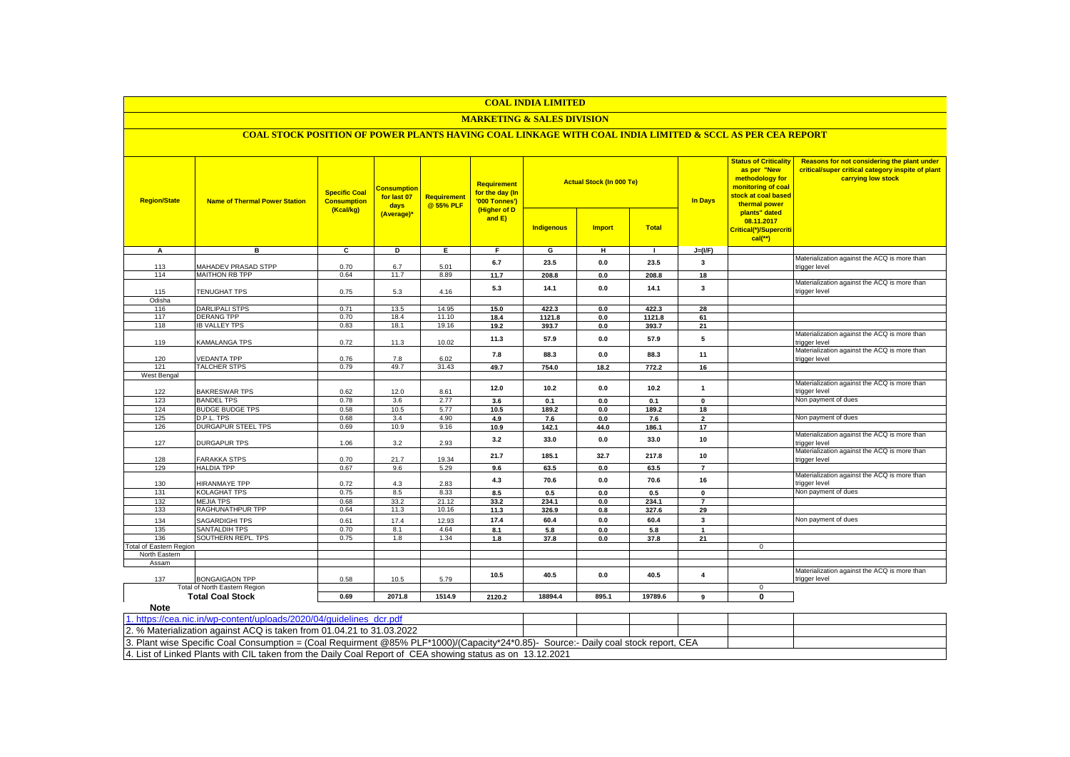# COAL INDIA LIMITED

## MARKETING & SALES DIVISION

### COAL STOCK POSITION OF POWER PLANTS HAVING COAL LINKAGE WITH COAL INDIA LIMITED & SCCL AS PER CEA REPORT

| Region/State | Name of Thermal Power Station | Specific Coal Consumption (Kcal/kg) | Consumption for last 07 days (Average)* | Requirement @ 55% PLF | Requirement for the day (In '000 Tonnes') (Higher of D and E) | Actual Stock (In 000 Te) | | | In Days | Status of Criticality as per "New methodology for monitoring of coal stock at coal based thermal power plants" dated 08.11.2017 Critical(*)/Supercritical(**) | Reasons for not considering the plant under critical/super critical category inspite of plant carrying low stock |
|---|---|---|---|---|---|---|---|---|---|---|---|
| | | | | | | Indigenous | Import | Total | | | |
| A | B | C | D | E | F | G | H | I | J=(I/F) | | |
| 113 | MAHADEV PRASAD STPP | 0.70 | 6.7 | 5.01 | 6.7 | 23.5 | 0.0 | 23.5 | 3 | | Materialization against the ACQ is more than trigger level |
| 114 | MAITHON RB TPP | 0.64 | 11.7 | 8.89 | 11.7 | 208.8 | 0.0 | 208.8 | 18 | | |
| 115 | TENUGHAT TPS | 0.75 | 5.3 | 4.16 | 5.3 | 14.1 | 0.0 | 14.1 | 3 | | Materialization against the ACQ is more than trigger level |
| Odisha | | | | | | | | | | | |
| 116 | DARLIPALI STPS | 0.71 | 13.5 | 14.95 | 15.0 | 422.3 | 0.0 | 422.3 | 28 | | |
| 117 | DERANG TPP | 0.70 | 18.4 | 11.10 | 18.4 | 1121.8 | 0.0 | 1121.8 | 61 | | |
| 118 | IB VALLEY TPS | 0.83 | 18.1 | 19.16 | 19.2 | 393.7 | 0.0 | 393.7 | 21 | | |
| 119 | KAMALANGA TPS | 0.72 | 11.3 | 10.02 | 11.3 | 57.9 | 0.0 | 57.9 | 5 | | Materialization against the ACQ is more than trigger level |
| 120 | VEDANTA TPP | 0.76 | 7.8 | 6.02 | 7.8 | 88.3 | 0.0 | 88.3 | 11 | | Materialization against the ACQ is more than trigger level |
| 121 | TALCHER STPS | 0.79 | 49.7 | 31.43 | 49.7 | 754.0 | 18.2 | 772.2 | 16 | | |
| West Bengal | | | | | | | | | | | |
| 122 | BAKRESWAR TPS | 0.62 | 12.0 | 8.61 | 12.0 | 10.2 | 0.0 | 10.2 | 1 | | Materialization against the ACQ is more than trigger level |
| 123 | BANDEL TPS | 0.78 | 3.6 | 2.77 | 3.6 | 0.1 | 0.0 | 0.1 | 0 | | Non payment of dues |
| 124 | BUDGE BUDGE TPS | 0.58 | 10.5 | 5.77 | 10.5 | 189.2 | 0.0 | 189.2 | 18 | | |
| 125 | D.P.L. TPS | 0.68 | 3.4 | 4.90 | 4.9 | 7.6 | 0.0 | 7.6 | 2 | | Non payment of dues |
| 126 | DURGAPUR STEEL TPS | 0.69 | 10.9 | 9.16 | 10.9 | 142.1 | 44.0 | 186.1 | 17 | | |
| 127 | DURGAPUR TPS | 1.06 | 3.2 | 2.93 | 3.2 | 33.0 | 0.0 | 33.0 | 10 | | Materialization against the ACQ is more than trigger level |
| 128 | FARAKKA STPS | 0.70 | 21.7 | 19.34 | 21.7 | 185.1 | 32.7 | 217.8 | 10 | | Materialization against the ACQ is more than trigger level |
| 129 | HALDIA TPP | 0.67 | 9.6 | 5.29 | 9.6 | 63.5 | 0.0 | 63.5 | 7 | | |
| 130 | HIRANMAYE TPP | 0.72 | 4.3 | 2.83 | 4.3 | 70.6 | 0.0 | 70.6 | 16 | | Materialization against the ACQ is more than trigger level |
| 131 | KOLAGHAT TPS | 0.75 | 8.5 | 8.33 | 8.5 | 0.5 | 0.0 | 0.5 | 0 | | Non payment of dues |
| 132 | MEJIA TPS | 0.68 | 33.2 | 21.12 | 33.2 | 234.1 | 0.0 | 234.1 | 7 | | |
| 133 | RAGHUNATHPUR TPP | 0.64 | 11.3 | 10.16 | 11.3 | 326.9 | 0.8 | 327.6 | 29 | | |
| 134 | SAGARDIGHI TPS | 0.61 | 17.4 | 12.93 | 17.4 | 60.4 | 0.0 | 60.4 | 3 | | Non payment of dues |
| 135 | SANTALDIH TPS | 0.70 | 8.1 | 4.64 | 8.1 | 5.8 | 0.0 | 5.8 | 1 | | |
| 136 | SOUTHERN REPL. TPS | 0.75 | 1.8 | 1.34 | 1.8 | 37.8 | 0.0 | 37.8 | 21 | | |
| Total of Eastern Region | | | | | | | | | | 0 | |
| North Eastern | | | | | | | | | | | |
| Assam | | | | | | | | | | | |
| 137 | BONGAIGAON TPP | 0.58 | 10.5 | 5.79 | 10.5 | 40.5 | 0.0 | 40.5 | 4 | | Materialization against the ACQ is more than trigger level |
| | Total of North Eastern Region | | | | | | | | | 0 | |
| | **Total Coal Stock** | **0.69** | **2071.8** | **1514.9** | **2120.2** | **18894.4** | **895.1** | **19789.6** | **9** | **0** | |

**Note**

1. https://cea.nic.in/wp-content/uploads/2020/04/guidelines_dcr.pdf
2. % Materialization against ACQ is taken from 01.04.21 to 31.03.2022
3. Plant wise Specific Coal Consumption = (Coal Requirment @85% PLF*1000)/(Capacity*24*0.85)- Source:- Daily coal stock report, CEA
4. List of Linked Plants with CIL taken from the Daily Coal Report of CEA showing status as on 13.12.2021